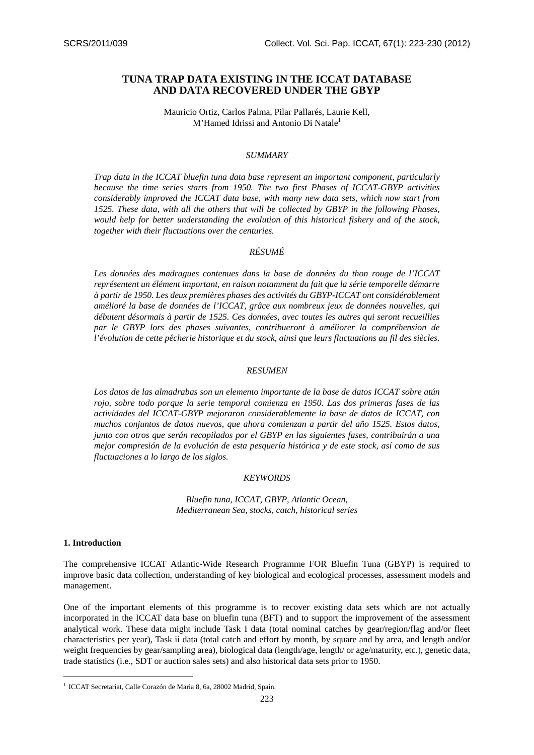# TUNA TRAP DATA EXISTING IN THE ICCAT DATABASE AND DATA RECOVERED UNDER THE GBYP

Mauricio Ortiz, Carlos Palma, Pilar Pallarés, Laurie Kell, M'Hamed Idrissi and Antonio Di Natale[1]

## *SUMMARY*

*Trap data in the ICCAT bluefin tuna data base represent an important component, particularly because the time series starts from 1950. The two first Phases of ICCAT-GBYP activities considerably improved the ICCAT data base, with many new data sets, which now start from 1525. These data, with all the others that will be collected by GBYP in the following Phases, would help for better understanding the evolution of this historical fishery and of the stock, together with their fluctuations over the centuries.*

## *RÉSUMÉ*

*Les données des madragues contenues dans la base de données du thon rouge de l'ICCAT représentent un élément important, en raison notamment du fait que la série temporelle démarre à partir de 1950. Les deux premières phases des activités du GBYP-ICCAT ont considérablement amélioré la base de données de l'ICCAT, grâce aux nombreux jeux de données nouvelles, qui débutent désormais à partir de 1525. Ces données, avec toutes les autres qui seront recueillies par le GBYP lors des phases suivantes, contribueront à améliorer la compréhension de l'évolution de cette pêcherie historique et du stock, ainsi que leurs fluctuations au fil des siècles.*

## *RESUMEN*

*Los datos de las almadrabas son un elemento importante de la base de datos ICCAT sobre atún rojo, sobre todo porque la serie temporal comienza en 1950. Las dos primeras fases de las actividades del ICCAT-GBYP mejoraron considerablemente la base de datos de ICCAT, con muchos conjuntos de datos nuevos, que ahora comienzan a partir del año 1525. Estos datos, junto con otros que serán recopilados por el GBYP en las siguientes fases, contribuirán a una mejor compresión de la evolución de esta pesquería histórica y de este stock, así como de sus fluctuaciones a lo largo de los siglos.*

## *KEYWORDS*

*Bluefin tuna, ICCAT, GBYP, Atlantic Ocean, Mediterranean Sea, stocks, catch, historical series*

## 1. Introduction

The comprehensive ICCAT Atlantic-Wide Research Programme FOR Bluefin Tuna (GBYP) is required to improve basic data collection, understanding of key biological and ecological processes, assessment models and management.

One of the important elements of this programme is to recover existing data sets which are not actually incorporated in the ICCAT data base on bluefin tuna (BFT) and to support the improvement of the assessment analytical work. These data might include Task I data (total nominal catches by gear/region/flag and/or fleet characteristics per year), Task ii data (total catch and effort by month, by square and by area, and length and/or weight frequencies by gear/sampling area), biological data (length/age, length/ or age/maturity, etc.), genetic data, trade statistics (i.e., SDT or auction sales sets) and also historical data sets prior to 1950.

[1] ICCAT Secretariat, Calle Corazón de Maria 8, 6a, 28002 Madrid, Spain.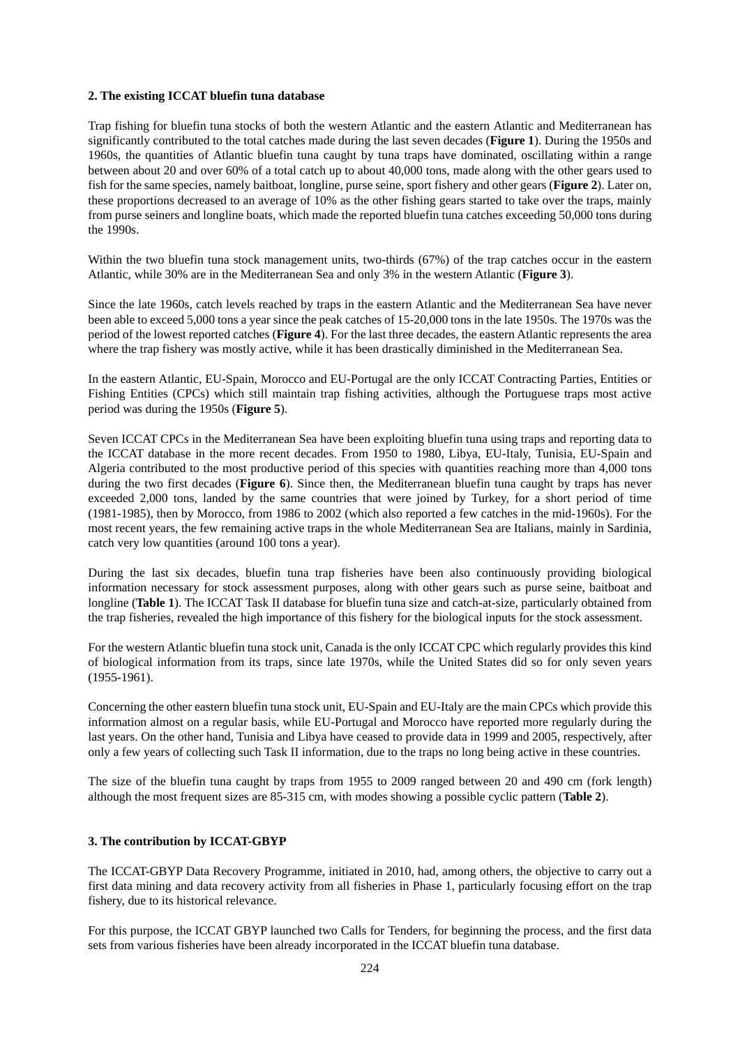## 2. The existing ICCAT bluefin tuna database

Trap fishing for bluefin tuna stocks of both the western Atlantic and the eastern Atlantic and Mediterranean has significantly contributed to the total catches made during the last seven decades (**Figure 1**). During the 1950s and 1960s, the quantities of Atlantic bluefin tuna caught by tuna traps have dominated, oscillating within a range between about 20 and over 60% of a total catch up to about 40,000 tons, made along with the other gears used to fish for the same species, namely baitboat, longline, purse seine, sport fishery and other gears (**Figure 2**). Later on, these proportions decreased to an average of 10% as the other fishing gears started to take over the traps, mainly from purse seiners and longline boats, which made the reported bluefin tuna catches exceeding 50,000 tons during the 1990s.

Within the two bluefin tuna stock management units, two-thirds (67%) of the trap catches occur in the eastern Atlantic, while 30% are in the Mediterranean Sea and only 3% in the western Atlantic (**Figure 3**).

Since the late 1960s, catch levels reached by traps in the eastern Atlantic and the Mediterranean Sea have never been able to exceed 5,000 tons a year since the peak catches of 15-20,000 tons in the late 1950s. The 1970s was the period of the lowest reported catches (**Figure 4**). For the last three decades, the eastern Atlantic represents the area where the trap fishery was mostly active, while it has been drastically diminished in the Mediterranean Sea.

In the eastern Atlantic, EU-Spain, Morocco and EU-Portugal are the only ICCAT Contracting Parties, Entities or Fishing Entities (CPCs) which still maintain trap fishing activities, although the Portuguese traps most active period was during the 1950s (**Figure 5**).

Seven ICCAT CPCs in the Mediterranean Sea have been exploiting bluefin tuna using traps and reporting data to the ICCAT database in the more recent decades. From 1950 to 1980, Libya, EU-Italy, Tunisia, EU-Spain and Algeria contributed to the most productive period of this species with quantities reaching more than 4,000 tons during the two first decades (**Figure 6**). Since then, the Mediterranean bluefin tuna caught by traps has never exceeded 2,000 tons, landed by the same countries that were joined by Turkey, for a short period of time (1981-1985), then by Morocco, from 1986 to 2002 (which also reported a few catches in the mid-1960s). For the most recent years, the few remaining active traps in the whole Mediterranean Sea are Italians, mainly in Sardinia, catch very low quantities (around 100 tons a year).

During the last six decades, bluefin tuna trap fisheries have been also continuously providing biological information necessary for stock assessment purposes, along with other gears such as purse seine, baitboat and longline (**Table 1**). The ICCAT Task II database for bluefin tuna size and catch-at-size, particularly obtained from the trap fisheries, revealed the high importance of this fishery for the biological inputs for the stock assessment.

For the western Atlantic bluefin tuna stock unit, Canada is the only ICCAT CPC which regularly provides this kind of biological information from its traps, since late 1970s, while the United States did so for only seven years (1955-1961).

Concerning the other eastern bluefin tuna stock unit, EU-Spain and EU-Italy are the main CPCs which provide this information almost on a regular basis, while EU-Portugal and Morocco have reported more regularly during the last years. On the other hand, Tunisia and Libya have ceased to provide data in 1999 and 2005, respectively, after only a few years of collecting such Task II information, due to the traps no long being active in these countries.

The size of the bluefin tuna caught by traps from 1955 to 2009 ranged between 20 and 490 cm (fork length) although the most frequent sizes are 85-315 cm, with modes showing a possible cyclic pattern (**Table 2**).

## 3. The contribution by ICCAT-GBYP

The ICCAT-GBYP Data Recovery Programme, initiated in 2010, had, among others, the objective to carry out a first data mining and data recovery activity from all fisheries in Phase 1, particularly focusing effort on the trap fishery, due to its historical relevance.

For this purpose, the ICCAT GBYP launched two Calls for Tenders, for beginning the process, and the first data sets from various fisheries have been already incorporated in the ICCAT bluefin tuna database.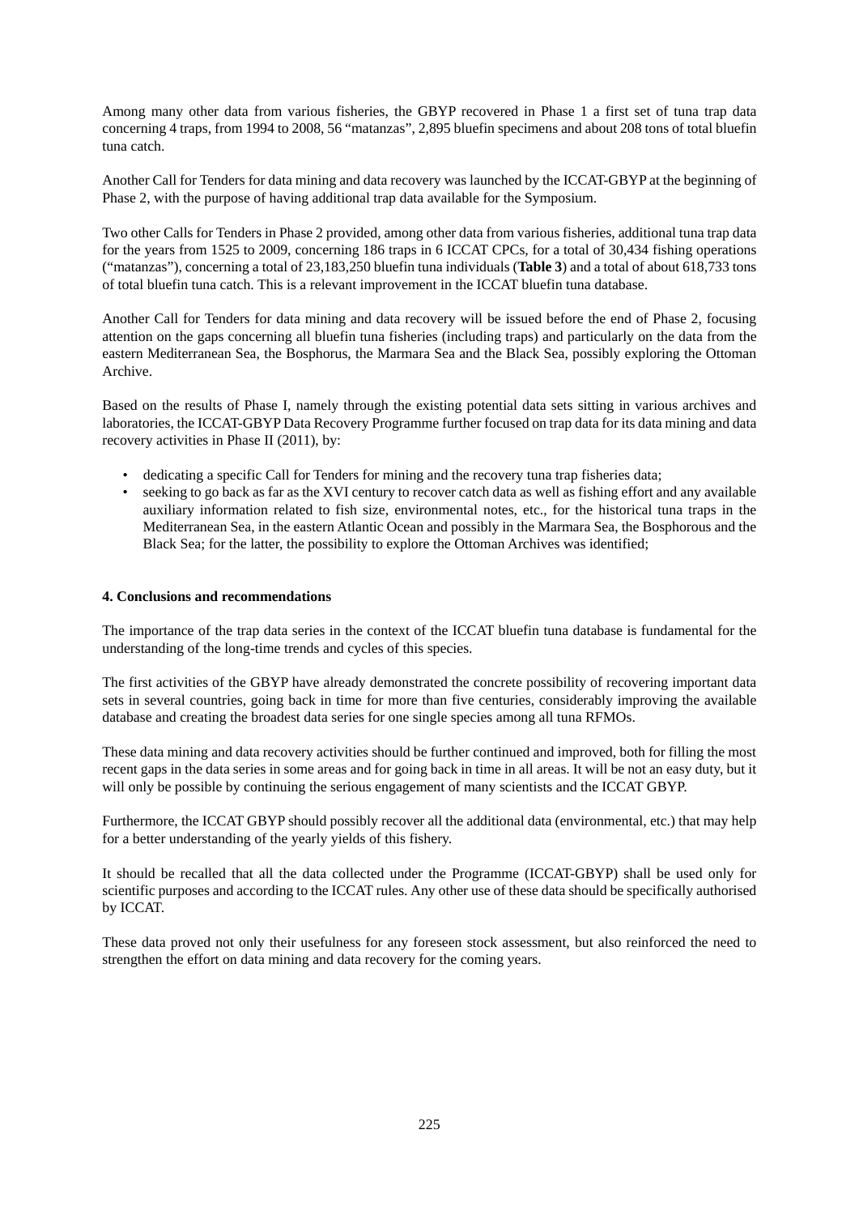Among many other data from various fisheries, the GBYP recovered in Phase 1 a first set of tuna trap data concerning 4 traps, from 1994 to 2008, 56 "matanzas", 2,895 bluefin specimens and about 208 tons of total bluefin tuna catch.

Another Call for Tenders for data mining and data recovery was launched by the ICCAT-GBYP at the beginning of Phase 2, with the purpose of having additional trap data available for the Symposium.

Two other Calls for Tenders in Phase 2 provided, among other data from various fisheries, additional tuna trap data for the years from 1525 to 2009, concerning 186 traps in 6 ICCAT CPCs, for a total of 30,434 fishing operations ("matanzas"), concerning a total of 23,183,250 bluefin tuna individuals (**Table 3**) and a total of about 618,733 tons of total bluefin tuna catch. This is a relevant improvement in the ICCAT bluefin tuna database.

Another Call for Tenders for data mining and data recovery will be issued before the end of Phase 2, focusing attention on the gaps concerning all bluefin tuna fisheries (including traps) and particularly on the data from the eastern Mediterranean Sea, the Bosphorus, the Marmara Sea and the Black Sea, possibly exploring the Ottoman Archive.

Based on the results of Phase I, namely through the existing potential data sets sitting in various archives and laboratories, the ICCAT-GBYP Data Recovery Programme further focused on trap data for its data mining and data recovery activities in Phase II (2011), by:

- dedicating a specific Call for Tenders for mining and the recovery tuna trap fisheries data;
- seeking to go back as far as the XVI century to recover catch data as well as fishing effort and any available auxiliary information related to fish size, environmental notes, etc., for the historical tuna traps in the Mediterranean Sea, in the eastern Atlantic Ocean and possibly in the Marmara Sea, the Bosphorous and the Black Sea; for the latter, the possibility to explore the Ottoman Archives was identified;

## 4. Conclusions and recommendations

The importance of the trap data series in the context of the ICCAT bluefin tuna database is fundamental for the understanding of the long-time trends and cycles of this species.

The first activities of the GBYP have already demonstrated the concrete possibility of recovering important data sets in several countries, going back in time for more than five centuries, considerably improving the available database and creating the broadest data series for one single species among all tuna RFMOs.

These data mining and data recovery activities should be further continued and improved, both for filling the most recent gaps in the data series in some areas and for going back in time in all areas. It will be not an easy duty, but it will only be possible by continuing the serious engagement of many scientists and the ICCAT GBYP.

Furthermore, the ICCAT GBYP should possibly recover all the additional data (environmental, etc.) that may help for a better understanding of the yearly yields of this fishery.

It should be recalled that all the data collected under the Programme (ICCAT-GBYP) shall be used only for scientific purposes and according to the ICCAT rules. Any other use of these data should be specifically authorised by ICCAT.

These data proved not only their usefulness for any foreseen stock assessment, but also reinforced the need to strengthen the effort on data mining and data recovery for the coming years.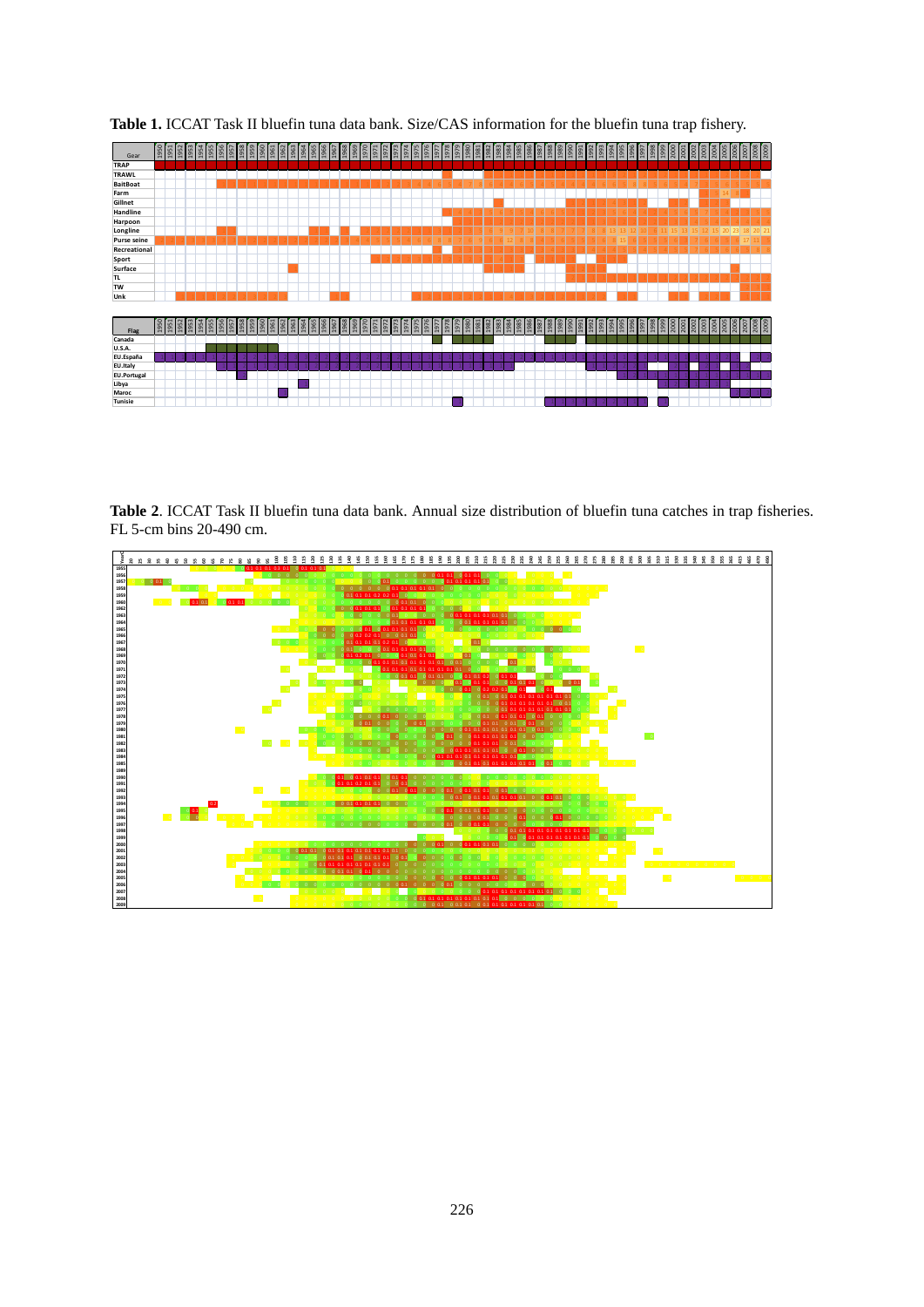**Table 1.** ICCAT Task II bluefin tuna data bank. Size/CAS information for the bluefin tuna trap fishery.

| Gear |
|---|
| TRAP |
| TRAWL |
| BaitBoat |
| Farm |
| Gillnet |
| Handline |
| Harpoon |
| Longline |
| Purse seine |
| Recreational |
| Sport |
| Surface |
| TL |
| TW |
| Unk |

| Flag |
|---|
| Canada |
| U.S.A. |
| EU.España |
| EU.Italy |
| EU.Portugal |
| Libya |
| Maroc |
| Tunisie |

Years covered: 1950–2009.

**Table 2**. ICCAT Task II bluefin tuna data bank. Annual size distribution of bluefin tuna catches in trap fisheries. FL 5-cm bins 20-490 cm.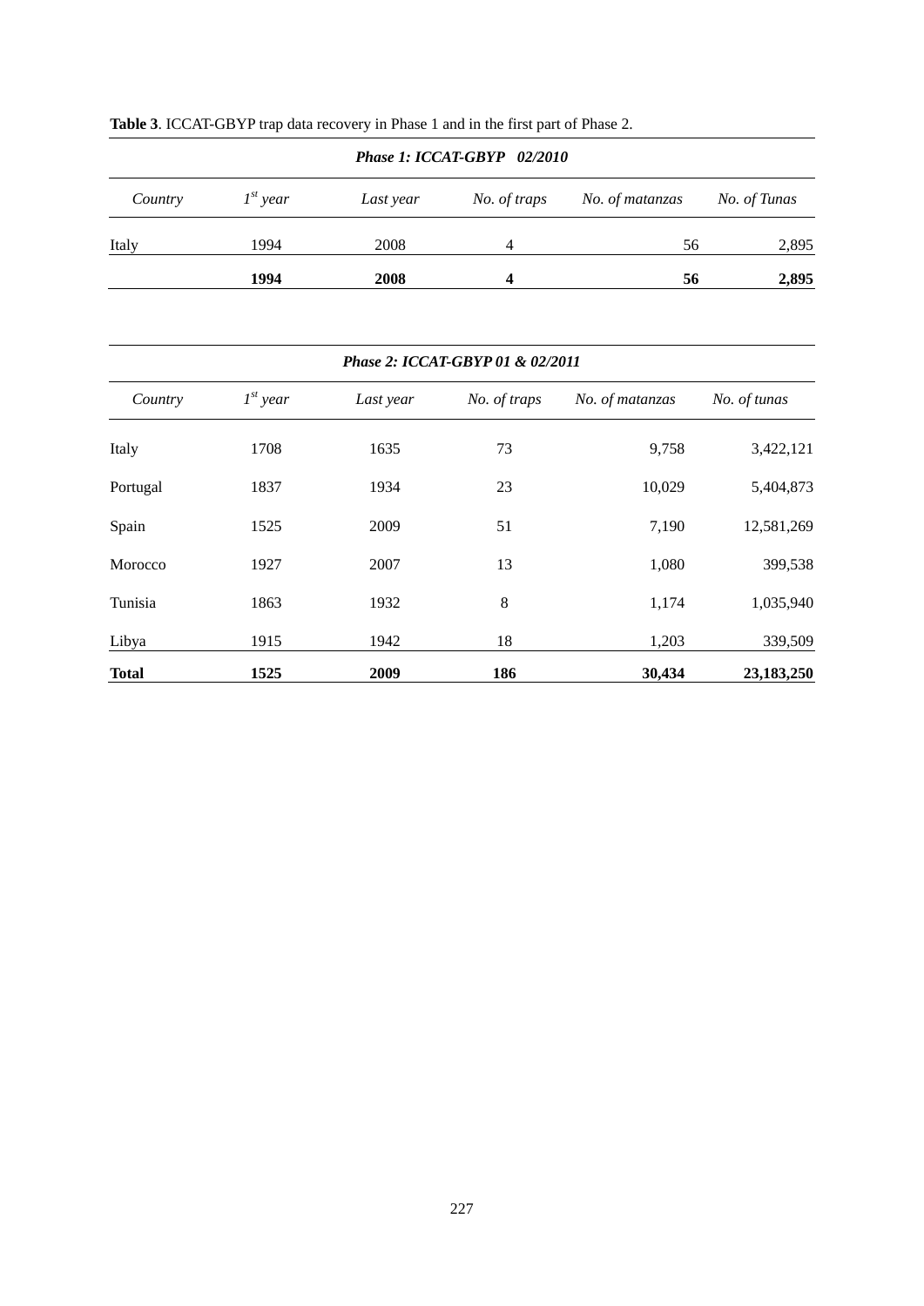**Table 3**. ICCAT-GBYP trap data recovery in Phase 1 and in the first part of Phase 2.

| *Phase 1: ICCAT-GBYP 02/2010* | | | | | |
|---|---|---|---|---|---|
| *Country* | *1st year* | *Last year* | *No. of traps* | *No. of matanzas* | *No. of Tunas* |
| Italy | 1994 | 2008 | 4 | 56 | 2,895 |
| | **1994** | **2008** | **4** | **56** | **2,895** |

| *Phase 2: ICCAT-GBYP 01 & 02/2011* | | | | | |
|---|---|---|---|---|---|
| *Country* | *1st year* | *Last year* | *No. of traps* | *No. of matanzas* | *No. of tunas* |
| Italy | 1708 | 1635 | 73 | 9,758 | 3,422,121 |
| Portugal | 1837 | 1934 | 23 | 10,029 | 5,404,873 |
| Spain | 1525 | 2009 | 51 | 7,190 | 12,581,269 |
| Morocco | 1927 | 2007 | 13 | 1,080 | 399,538 |
| Tunisia | 1863 | 1932 | 8 | 1,174 | 1,035,940 |
| Libya | 1915 | 1942 | 18 | 1,203 | 339,509 |
| **Total** | **1525** | **2009** | **186** | **30,434** | **23,183,250** |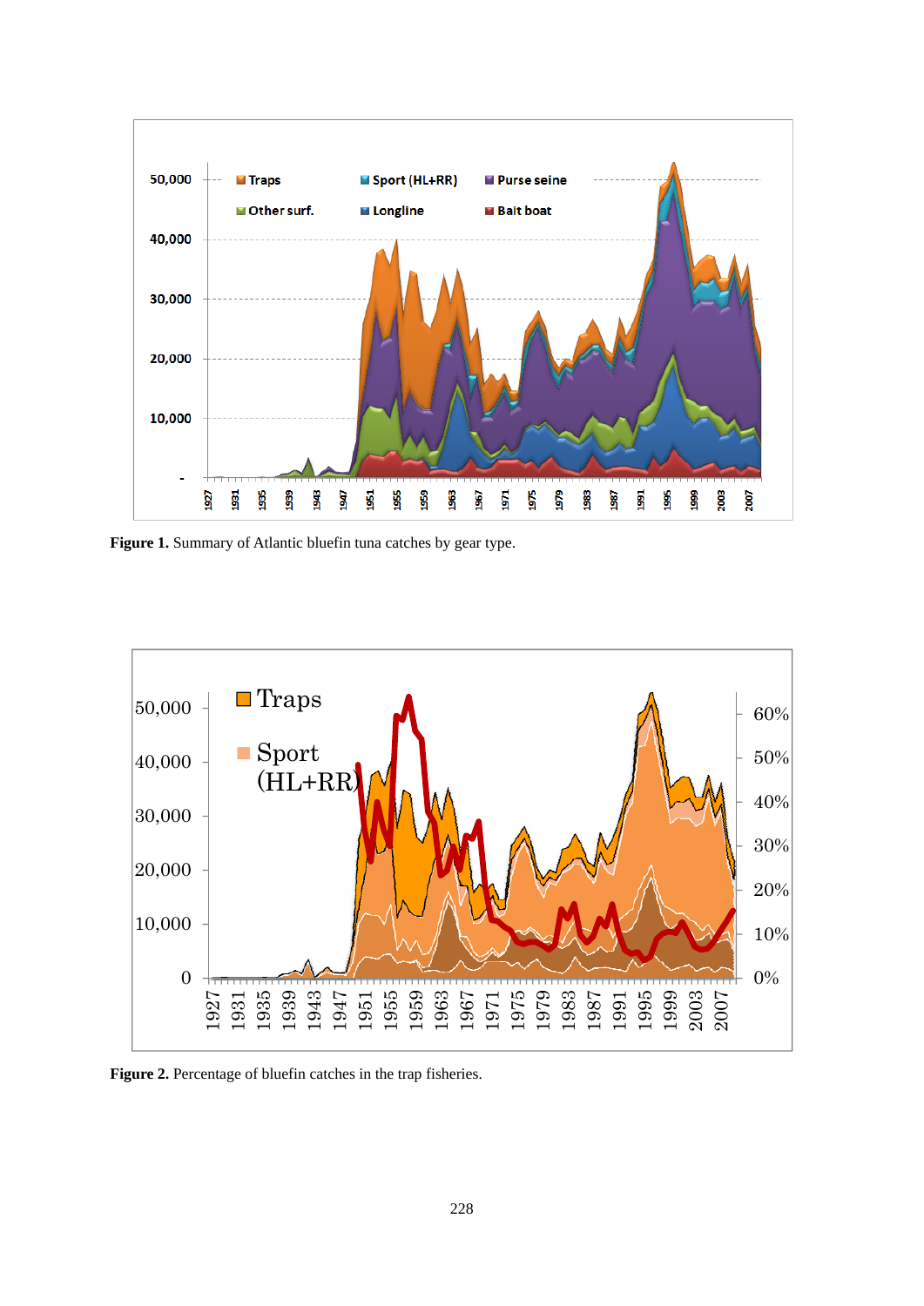**Figure 1.** Summary of Atlantic bluefin tuna catches by gear type.

**Figure 2.** Percentage of bluefin catches in the trap fisheries.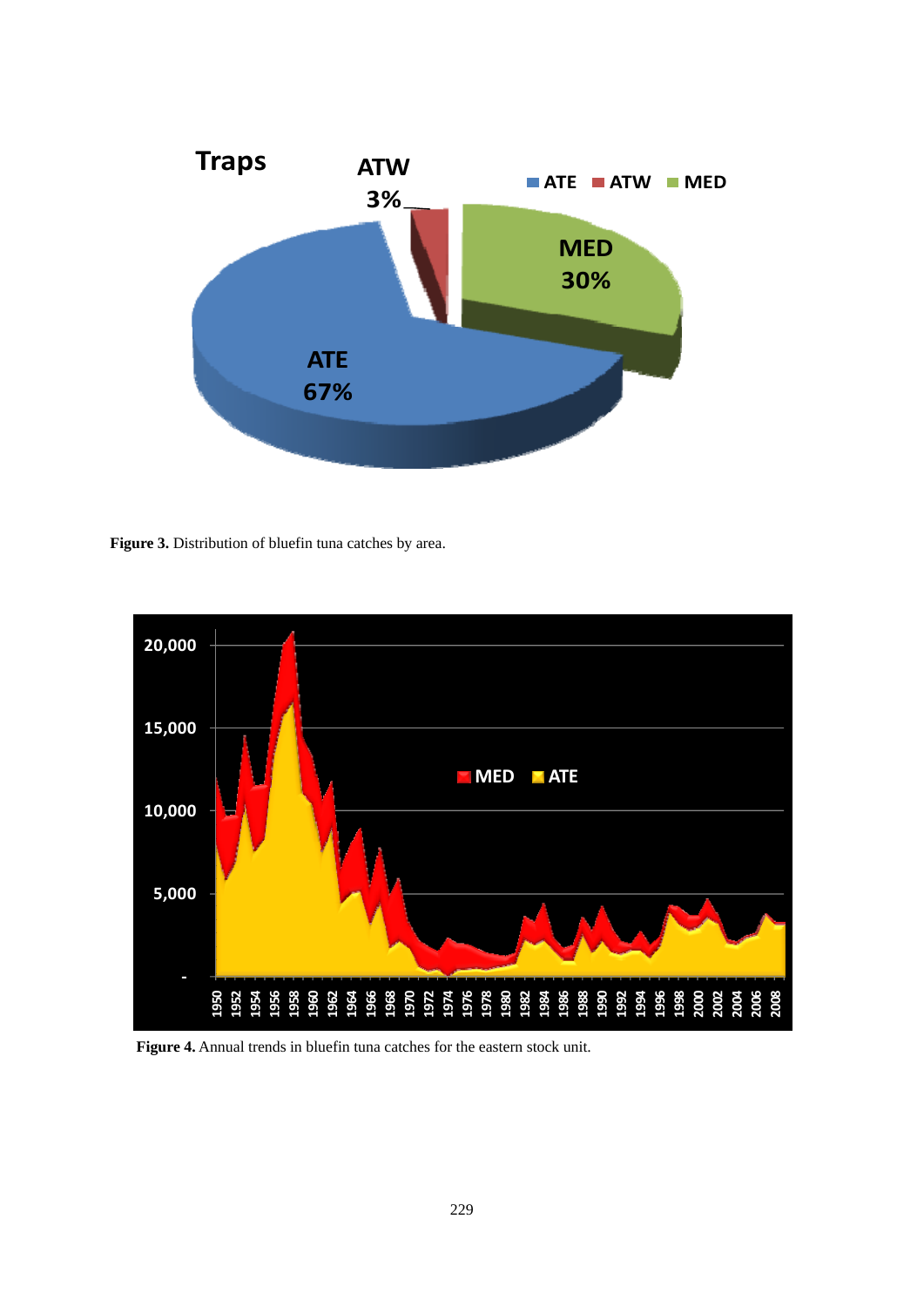**Figure 3.** Distribution of bluefin tuna catches by area.

**Figure 4.** Annual trends in bluefin tuna catches for the eastern stock unit.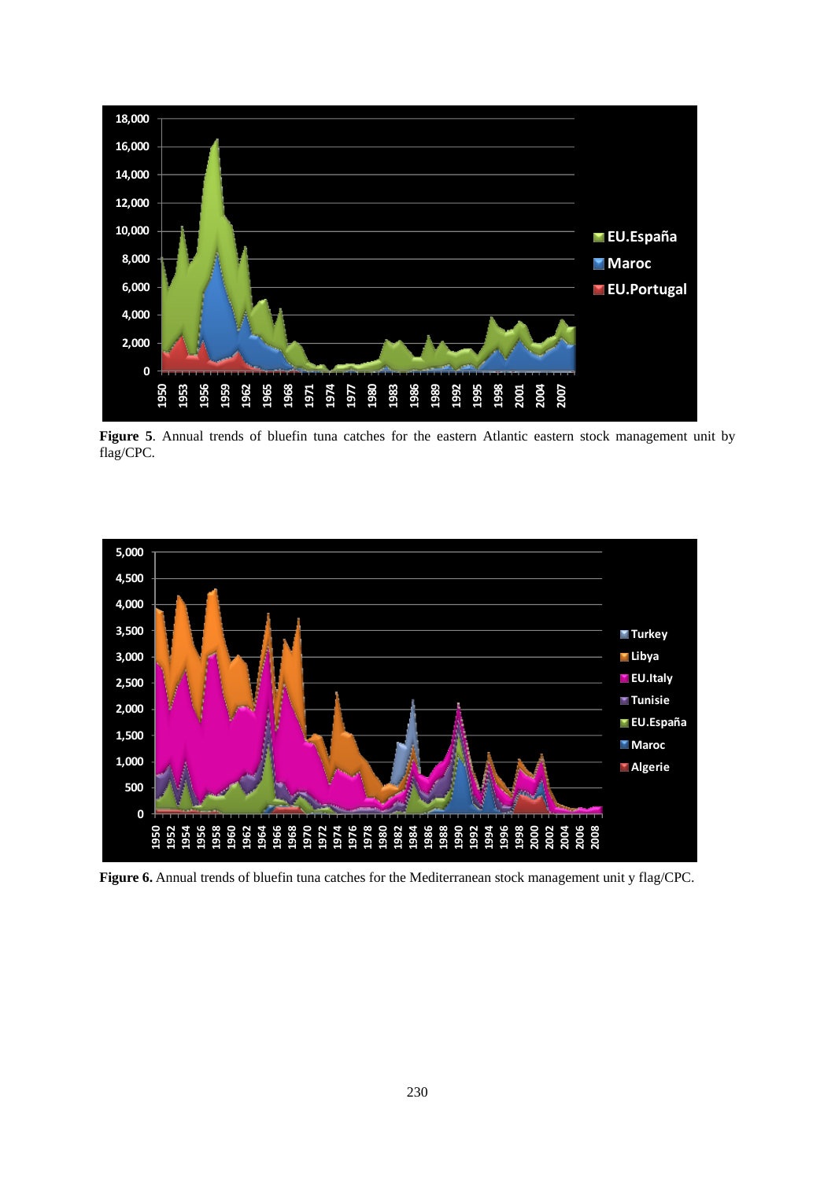18,000
16,000
14,000
12,000
10,000
8,000
6,000
4,000
2,000
0

1950 1953 1956 1959 1962 1965 1968 1971 1974 1977 1980 1983 1986 1989 1992 1995 1998 2001 2004 2007

EU.España
Maroc
EU.Portugal

**Figure 5**. Annual trends of bluefin tuna catches for the eastern Atlantic eastern stock management unit by flag/CPC.

5,000
4,500
4,000
3,500
3,000
2,500
2,000
1,500
1,000
500
0

1950 1952 1954 1956 1958 1960 1962 1964 1966 1968 1970 1972 1974 1976 1978 1980 1982 1984 1986 1988 1990 1992 1994 1996 1998 2000 2002 2004 2006 2008

Turkey
Libya
EU.Italy
Tunisie
EU.España
Maroc
Algerie

**Figure 6.** Annual trends of bluefin tuna catches for the Mediterranean stock management unit y flag/CPC.